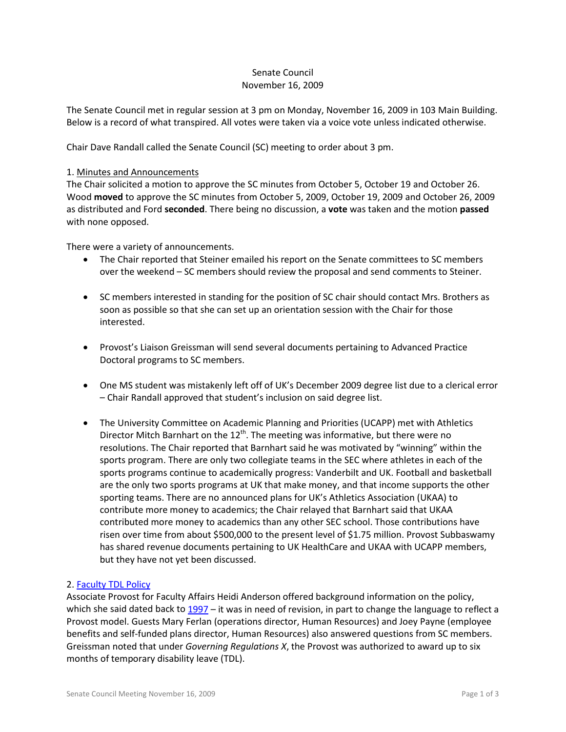Senate Council
November 16, 2009

The Senate Council met in regular session at 3 pm on Monday, November 16, 2009 in 103 Main Building. Below is a record of what transpired. All votes were taken via a voice vote unless indicated otherwise.

Chair Dave Randall called the Senate Council (SC) meeting to order about 3 pm.

1. Minutes and Announcements

The Chair solicited a motion to approve the SC minutes from October 5, October 19 and October 26. Wood **moved** to approve the SC minutes from October 5, 2009, October 19, 2009 and October 26, 2009 as distributed and Ford **seconded**. There being no discussion, a **vote** was taken and the motion **passed** with none opposed.

There were a variety of announcements.

- The Chair reported that Steiner emailed his report on the Senate committees to SC members over the weekend – SC members should review the proposal and send comments to Steiner.
- SC members interested in standing for the position of SC chair should contact Mrs. Brothers as soon as possible so that she can set up an orientation session with the Chair for those interested.
- Provost's Liaison Greissman will send several documents pertaining to Advanced Practice Doctoral programs to SC members.
- One MS student was mistakenly left off of UK's December 2009 degree list due to a clerical error – Chair Randall approved that student's inclusion on said degree list.
- The University Committee on Academic Planning and Priorities (UCAPP) met with Athletics Director Mitch Barnhart on the 12th. The meeting was informative, but there were no resolutions. The Chair reported that Barnhart said he was motivated by "winning" within the sports program. There are only two collegiate teams in the SEC where athletes in each of the sports programs continue to academically progress: Vanderbilt and UK. Football and basketball are the only two sports programs at UK that make money, and that income supports the other sporting teams. There are no announced plans for UK's Athletics Association (UKAA) to contribute more money to academics; the Chair relayed that Barnhart said that UKAA contributed more money to academics than any other SEC school. Those contributions have risen over time from about $500,000 to the present level of $1.75 million. Provost Subbaswamy has shared revenue documents pertaining to UK HealthCare and UKAA with UCAPP members, but they have not yet been discussed.

2. Faculty TDL Policy

Associate Provost for Faculty Affairs Heidi Anderson offered background information on the policy, which she said dated back to 1997 – it was in need of revision, in part to change the language to reflect a Provost model. Guests Mary Ferlan (operations director, Human Resources) and Joey Payne (employee benefits and self-funded plans director, Human Resources) also answered questions from SC members. Greissman noted that under *Governing Regulations X*, the Provost was authorized to award up to six months of temporary disability leave (TDL).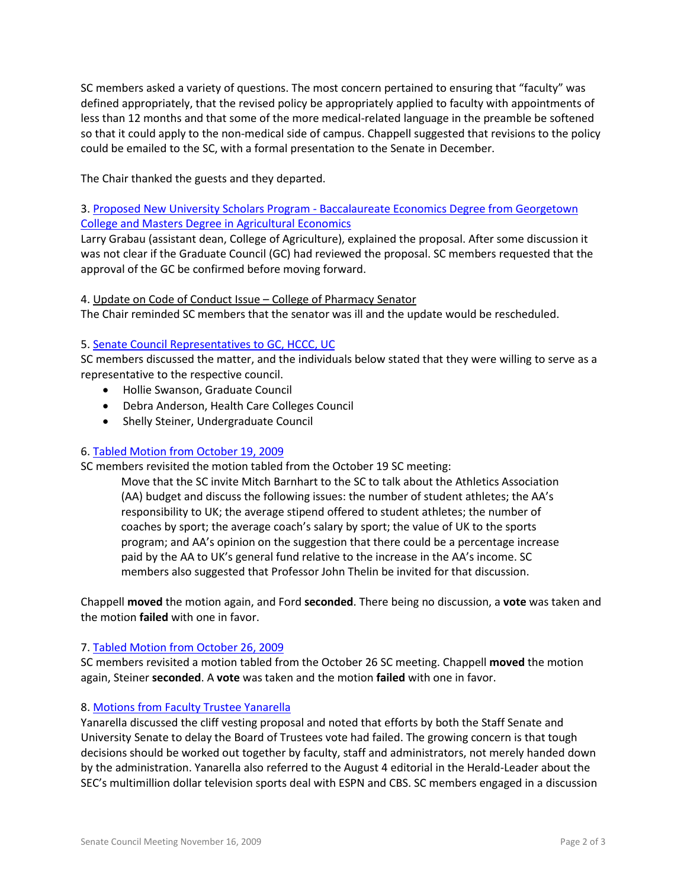SC members asked a variety of questions. The most concern pertained to ensuring that "faculty" was defined appropriately, that the revised policy be appropriately applied to faculty with appointments of less than 12 months and that some of the more medical-related language in the preamble be softened so that it could apply to the non-medical side of campus. Chappell suggested that revisions to the policy could be emailed to the SC, with a formal presentation to the Senate in December.

The Chair thanked the guests and they departed.

3. Proposed New University Scholars Program - Baccalaureate Economics Degree from Georgetown College and Masters Degree in Agricultural Economics

Larry Grabau (assistant dean, College of Agriculture), explained the proposal. After some discussion it was not clear if the Graduate Council (GC) had reviewed the proposal. SC members requested that the approval of the GC be confirmed before moving forward.

4. Update on Code of Conduct Issue – College of Pharmacy Senator

The Chair reminded SC members that the senator was ill and the update would be rescheduled.

5. Senate Council Representatives to GC, HCCC, UC

SC members discussed the matter, and the individuals below stated that they were willing to serve as a representative to the respective council.

- Hollie Swanson, Graduate Council
- Debra Anderson, Health Care Colleges Council
- Shelly Steiner, Undergraduate Council

6. Tabled Motion from October 19, 2009

SC members revisited the motion tabled from the October 19 SC meeting:

> Move that the SC invite Mitch Barnhart to the SC to talk about the Athletics Association (AA) budget and discuss the following issues: the number of student athletes; the AA's responsibility to UK; the average stipend offered to student athletes; the number of coaches by sport; the average coach's salary by sport; the value of UK to the sports program; and AA's opinion on the suggestion that there could be a percentage increase paid by the AA to UK's general fund relative to the increase in the AA's income. SC members also suggested that Professor John Thelin be invited for that discussion.

Chappell **moved** the motion again, and Ford **seconded**. There being no discussion, a **vote** was taken and the motion **failed** with one in favor.

7. Tabled Motion from October 26, 2009

SC members revisited a motion tabled from the October 26 SC meeting. Chappell **moved** the motion again, Steiner **seconded**. A **vote** was taken and the motion **failed** with one in favor.

8. Motions from Faculty Trustee Yanarella

Yanarella discussed the cliff vesting proposal and noted that efforts by both the Staff Senate and University Senate to delay the Board of Trustees vote had failed. The growing concern is that tough decisions should be worked out together by faculty, staff and administrators, not merely handed down by the administration. Yanarella also referred to the August 4 editorial in the Herald-Leader about the SEC's multimillion dollar television sports deal with ESPN and CBS. SC members engaged in a discussion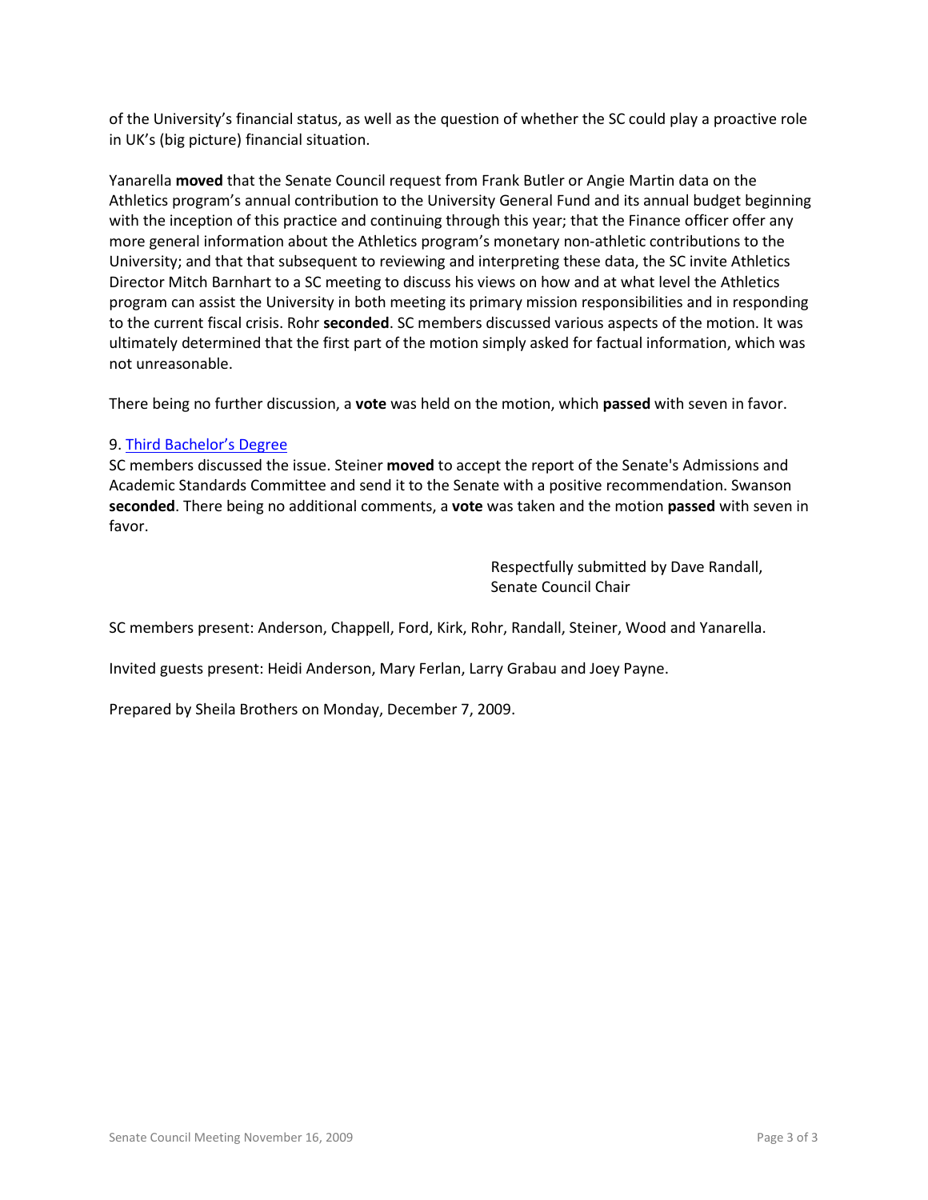of the University's financial status, as well as the question of whether the SC could play a proactive role in UK's (big picture) financial situation.

Yanarella **moved** that the Senate Council request from Frank Butler or Angie Martin data on the Athletics program's annual contribution to the University General Fund and its annual budget beginning with the inception of this practice and continuing through this year; that the Finance officer offer any more general information about the Athletics program's monetary non-athletic contributions to the University; and that that subsequent to reviewing and interpreting these data, the SC invite Athletics Director Mitch Barnhart to a SC meeting to discuss his views on how and at what level the Athletics program can assist the University in both meeting its primary mission responsibilities and in responding to the current fiscal crisis. Rohr **seconded**. SC members discussed various aspects of the motion. It was ultimately determined that the first part of the motion simply asked for factual information, which was not unreasonable.

There being no further discussion, a **vote** was held on the motion, which **passed** with seven in favor.

9. Third Bachelor's Degree

SC members discussed the issue. Steiner **moved** to accept the report of the Senate's Admissions and Academic Standards Committee and send it to the Senate with a positive recommendation. Swanson **seconded**. There being no additional comments, a **vote** was taken and the motion **passed** with seven in favor.

Respectfully submitted by Dave Randall,
Senate Council Chair

SC members present: Anderson, Chappell, Ford, Kirk, Rohr, Randall, Steiner, Wood and Yanarella.

Invited guests present: Heidi Anderson, Mary Ferlan, Larry Grabau and Joey Payne.

Prepared by Sheila Brothers on Monday, December 7, 2009.